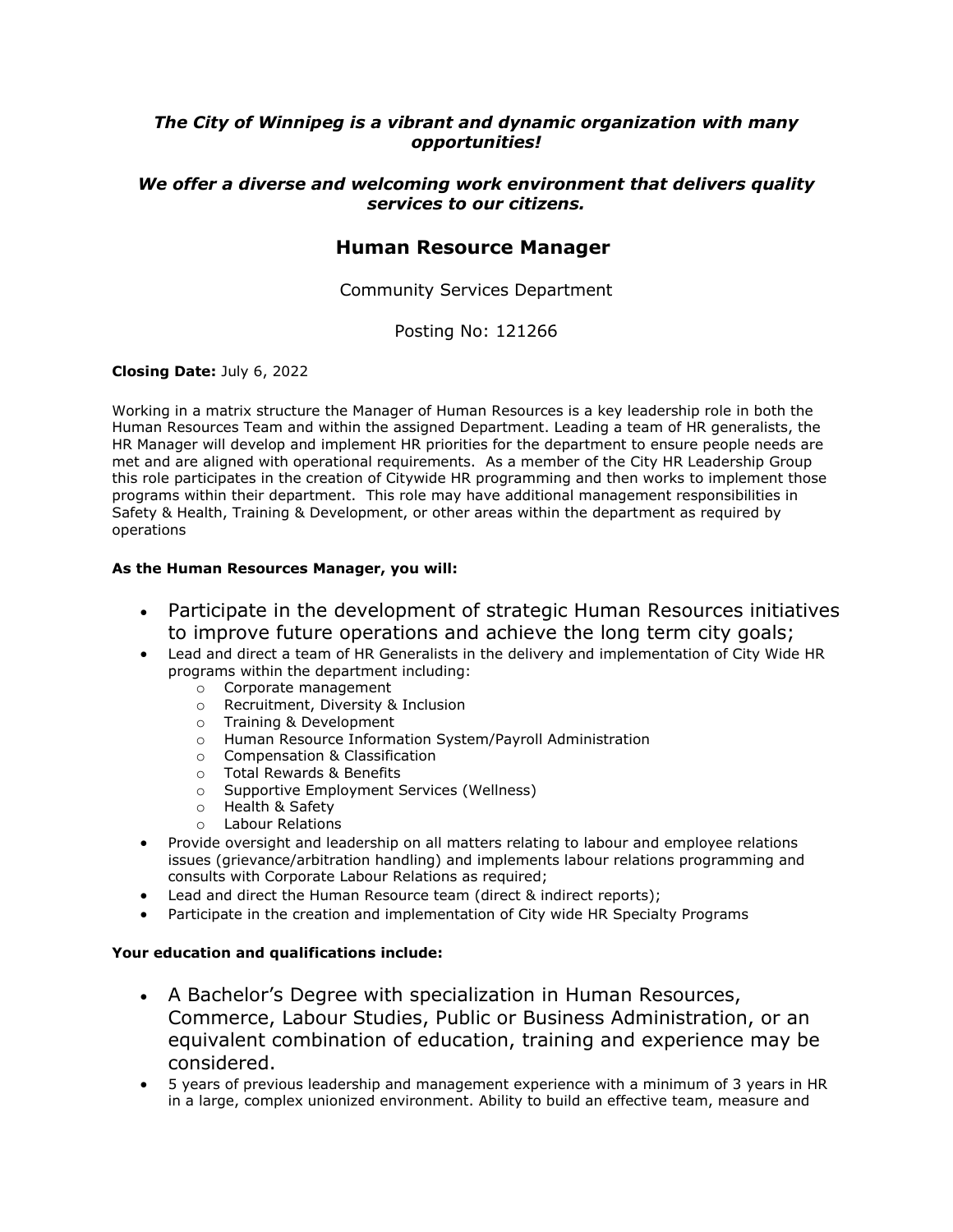***The City of Winnipeg is a vibrant and dynamic organization with many opportunities!***

***We offer a diverse and welcoming work environment that delivers quality services to our citizens.***

## Human Resource Manager

Community Services Department

Posting No: 121266

**Closing Date:** July 6, 2022

Working in a matrix structure the Manager of Human Resources is a key leadership role in both the Human Resources Team and within the assigned Department. Leading a team of HR generalists, the HR Manager will develop and implement HR priorities for the department to ensure people needs are met and are aligned with operational requirements. As a member of the City HR Leadership Group this role participates in the creation of Citywide HR programming and then works to implement those programs within their department. This role may have additional management responsibilities in Safety & Health, Training & Development, or other areas within the department as required by operations

**As the Human Resources Manager, you will:**

- Participate in the development of strategic Human Resources initiatives to improve future operations and achieve the long term city goals;
- Lead and direct a team of HR Generalists in the delivery and implementation of City Wide HR programs within the department including:
  - Corporate management
  - Recruitment, Diversity & Inclusion
  - Training & Development
  - Human Resource Information System/Payroll Administration
  - Compensation & Classification
  - Total Rewards & Benefits
  - Supportive Employment Services (Wellness)
  - Health & Safety
  - Labour Relations
- Provide oversight and leadership on all matters relating to labour and employee relations issues (grievance/arbitration handling) and implements labour relations programming and consults with Corporate Labour Relations as required;
- Lead and direct the Human Resource team (direct & indirect reports);
- Participate in the creation and implementation of City wide HR Specialty Programs

**Your education and qualifications include:**

- A Bachelor's Degree with specialization in Human Resources, Commerce, Labour Studies, Public or Business Administration, or an equivalent combination of education, training and experience may be considered.
- 5 years of previous leadership and management experience with a minimum of 3 years in HR in a large, complex unionized environment. Ability to build an effective team, measure and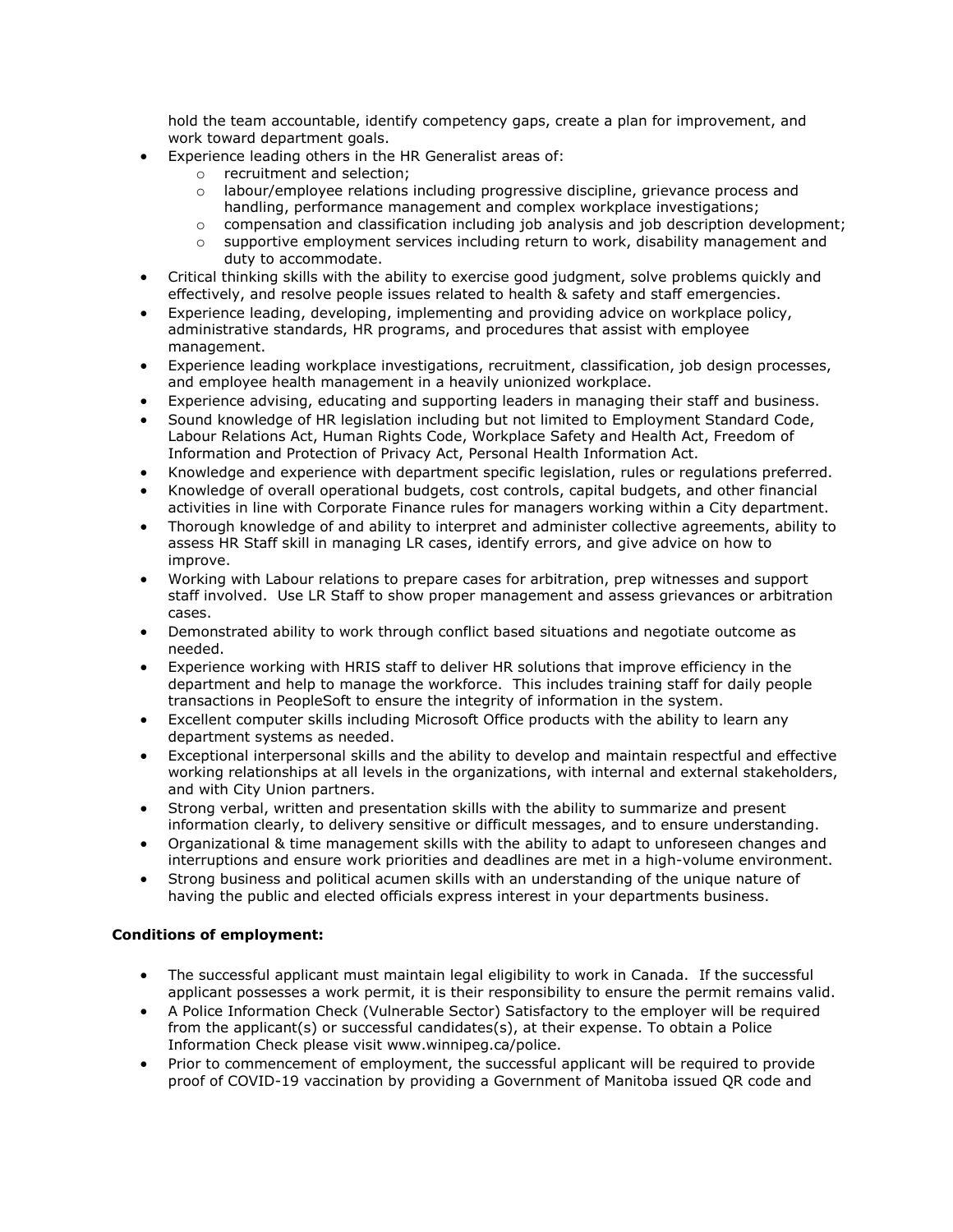hold the team accountable, identify competency gaps, create a plan for improvement, and work toward department goals.

- Experience leading others in the HR Generalist areas of:
    - recruitment and selection;
    - labour/employee relations including progressive discipline, grievance process and handling, performance management and complex workplace investigations;
    - compensation and classification including job analysis and job description development;
    - supportive employment services including return to work, disability management and duty to accommodate.
- Critical thinking skills with the ability to exercise good judgment, solve problems quickly and effectively, and resolve people issues related to health & safety and staff emergencies.
- Experience leading, developing, implementing and providing advice on workplace policy, administrative standards, HR programs, and procedures that assist with employee management.
- Experience leading workplace investigations, recruitment, classification, job design processes, and employee health management in a heavily unionized workplace.
- Experience advising, educating and supporting leaders in managing their staff and business.
- Sound knowledge of HR legislation including but not limited to Employment Standard Code, Labour Relations Act, Human Rights Code, Workplace Safety and Health Act, Freedom of Information and Protection of Privacy Act, Personal Health Information Act.
- Knowledge and experience with department specific legislation, rules or regulations preferred.
- Knowledge of overall operational budgets, cost controls, capital budgets, and other financial activities in line with Corporate Finance rules for managers working within a City department.
- Thorough knowledge of and ability to interpret and administer collective agreements, ability to assess HR Staff skill in managing LR cases, identify errors, and give advice on how to improve.
- Working with Labour relations to prepare cases for arbitration, prep witnesses and support staff involved. Use LR Staff to show proper management and assess grievances or arbitration cases.
- Demonstrated ability to work through conflict based situations and negotiate outcome as needed.
- Experience working with HRIS staff to deliver HR solutions that improve efficiency in the department and help to manage the workforce. This includes training staff for daily people transactions in PeopleSoft to ensure the integrity of information in the system.
- Excellent computer skills including Microsoft Office products with the ability to learn any department systems as needed.
- Exceptional interpersonal skills and the ability to develop and maintain respectful and effective working relationships at all levels in the organizations, with internal and external stakeholders, and with City Union partners.
- Strong verbal, written and presentation skills with the ability to summarize and present information clearly, to delivery sensitive or difficult messages, and to ensure understanding.
- Organizational & time management skills with the ability to adapt to unforeseen changes and interruptions and ensure work priorities and deadlines are met in a high-volume environment.
- Strong business and political acumen skills with an understanding of the unique nature of having the public and elected officials express interest in your departments business.

**Conditions of employment:**

- The successful applicant must maintain legal eligibility to work in Canada. If the successful applicant possesses a work permit, it is their responsibility to ensure the permit remains valid.
- A Police Information Check (Vulnerable Sector) Satisfactory to the employer will be required from the applicant(s) or successful candidates(s), at their expense. To obtain a Police Information Check please visit www.winnipeg.ca/police.
- Prior to commencement of employment, the successful applicant will be required to provide proof of COVID-19 vaccination by providing a Government of Manitoba issued QR code and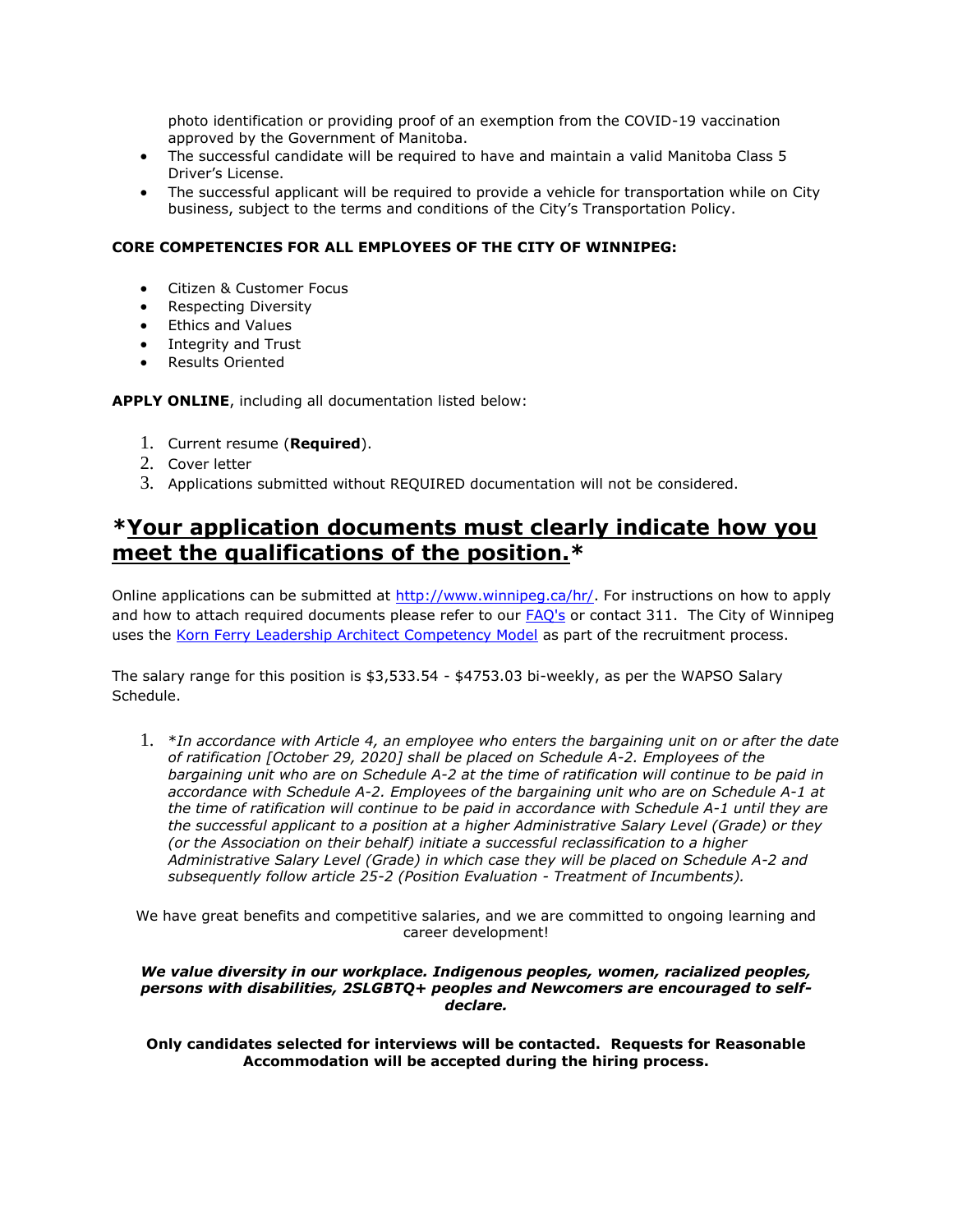photo identification or providing proof of an exemption from the COVID-19 vaccination approved by the Government of Manitoba.

- The successful candidate will be required to have and maintain a valid Manitoba Class 5 Driver's License.
- The successful applicant will be required to provide a vehicle for transportation while on City business, subject to the terms and conditions of the City's Transportation Policy.

**CORE COMPETENCIES FOR ALL EMPLOYEES OF THE CITY OF WINNIPEG:**

- Citizen & Customer Focus
- Respecting Diversity
- Ethics and Values
- Integrity and Trust
- Results Oriented

**APPLY ONLINE**, including all documentation listed below:

1. Current resume (**Required**).
2. Cover letter
3. Applications submitted without REQUIRED documentation will not be considered.

## ***Your application documents must clearly indicate how you meet the qualifications of the position.***

Online applications can be submitted at [http://www.winnipeg.ca/hr/](http://www.winnipeg.ca/hr/). For instructions on how to apply and how to attach required documents please refer to our FAQ's or contact 311. The City of Winnipeg uses the Korn Ferry Leadership Architect Competency Model as part of the recruitment process.

The salary range for this position is $3,533.54 - $4753.03 bi-weekly, as per the WAPSO Salary Schedule.

1. **In accordance with Article 4, an employee who enters the bargaining unit on or after the date of ratification [October 29, 2020] shall be placed on Schedule A-2. Employees of the bargaining unit who are on Schedule A-2 at the time of ratification will continue to be paid in accordance with Schedule A-2. Employees of the bargaining unit who are on Schedule A-1 at the time of ratification will continue to be paid in accordance with Schedule A-1 until they are the successful applicant to a position at a higher Administrative Salary Level (Grade) or they (or the Association on their behalf) initiate a successful reclassification to a higher Administrative Salary Level (Grade) in which case they will be placed on Schedule A-2 and subsequently follow article 25-2 (Position Evaluation - Treatment of Incumbents).*

We have great benefits and competitive salaries, and we are committed to ongoing learning and career development!

***We value diversity in our workplace. Indigenous peoples, women, racialized peoples, persons with disabilities, 2SLGBTQ+ peoples and Newcomers are encouraged to self-declare.***

**Only candidates selected for interviews will be contacted. Requests for Reasonable Accommodation will be accepted during the hiring process.**